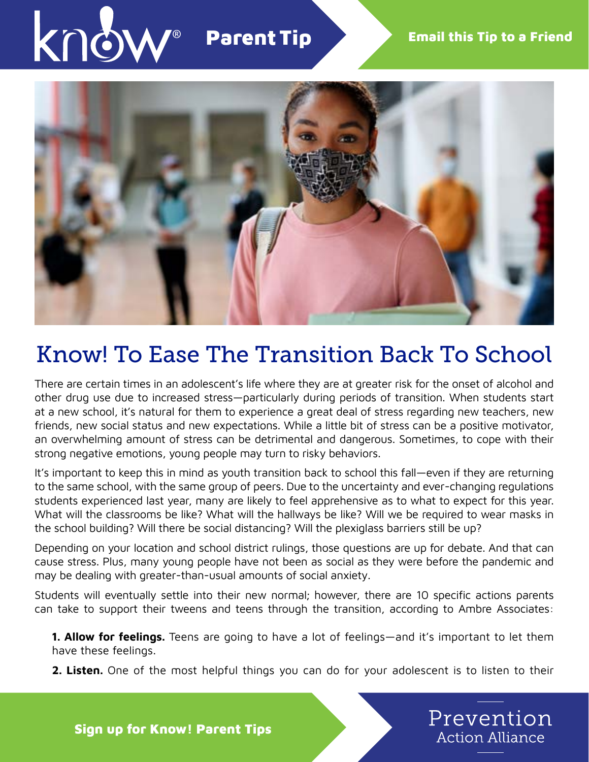# Know! To Ease The Transition Back To School

There are certain times in an adolescent's life where they are at greater risk for the onset of alcohol and other drug use due to increased stress—particularly during periods of transition. When students start at a new school, it's natural for them to experience a great deal of stress regarding new teachers, new friends, new social status and new expectations. While a little bit of stress can be a positive motivator, an overwhelming amount of stress can be detrimental and dangerous. Sometimes, to cope with their strong negative emotions, young people may turn to risky behaviors.

It's important to keep this in mind as youth transition back to school this fall—even if they are returning to the same school, with the same group of peers. Due to the uncertainty and ever-changing regulations students experienced last year, many are likely to feel apprehensive as to what to expect for this year. What will the classrooms be like? What will the hallways be like? Will we be required to wear masks in the school building? Will there be social distancing? Will the plexiglass barriers still be up?

Depending on your location and school district rulings, those questions are up for debate. And that can cause stress. Plus, many young people have not been as social as they were before the pandemic and may be dealing with greater-than-usual amounts of social anxiety.

Students will eventually settle into their new normal; however, there are 10 specific actions parents can take to support their tweens and teens through the transition, according to Ambre Associates:

**1. Allow for feelings.** Teens are going to have a lot of feelings—and it's important to let them have these feelings.

**2. Listen.** One of the most helpful things you can do for your adolescent is to listen to their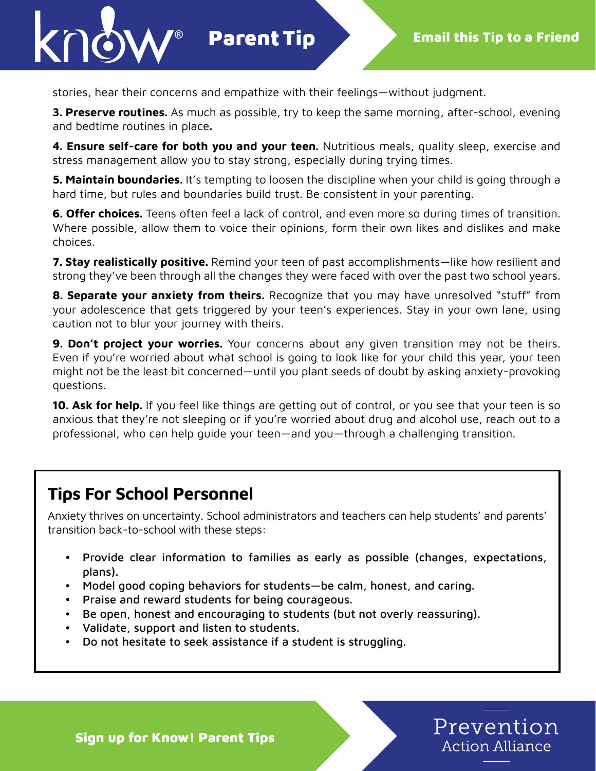stories, hear their concerns and empathize with their feelings—without judgment.

**3. Preserve routines.** As much as possible, try to keep the same morning, after-school, evening and bedtime routines in place**.**

**4. Ensure self-care for both you and your teen.** Nutritious meals, quality sleep, exercise and stress management allow you to stay strong, especially during trying times.

**5. Maintain boundaries.** It's tempting to loosen the discipline when your child is going through a hard time, but rules and boundaries build trust. Be consistent in your parenting.

**6. Offer choices.** Teens often feel a lack of control, and even more so during times of transition. Where possible, allow them to voice their opinions, form their own likes and dislikes and make choices.

**7. Stay realistically positive.** Remind your teen of past accomplishments—like how resilient and strong they've been through all the changes they were faced with over the past two school years.

**8. Separate your anxiety from theirs.** Recognize that you may have unresolved "stuff" from your adolescence that gets triggered by your teen's experiences. Stay in your own lane, using caution not to blur your journey with theirs.

**9. Don't project your worries.** Your concerns about any given transition may not be theirs. Even if you're worried about what school is going to look like for your child this year, your teen might not be the least bit concerned—until you plant seeds of doubt by asking anxiety-provoking questions.

**10. Ask for help.** If you feel like things are getting out of control, or you see that your teen is so anxious that they're not sleeping or if you're worried about drug and alcohol use, reach out to a professional, who can help guide your teen—and you—through a challenging transition.

## Tips For School Personnel

Anxiety thrives on uncertainty. School administrators and teachers can help students' and parents' transition back-to-school with these steps:

- Provide clear information to families as early as possible (changes, expectations, plans).
- Model good coping behaviors for students—be calm, honest, and caring.
- Praise and reward students for being courageous.
- Be open, honest and encouraging to students (but not overly reassuring).
- Validate, support and listen to students.
- Do not hesitate to seek assistance if a student is struggling.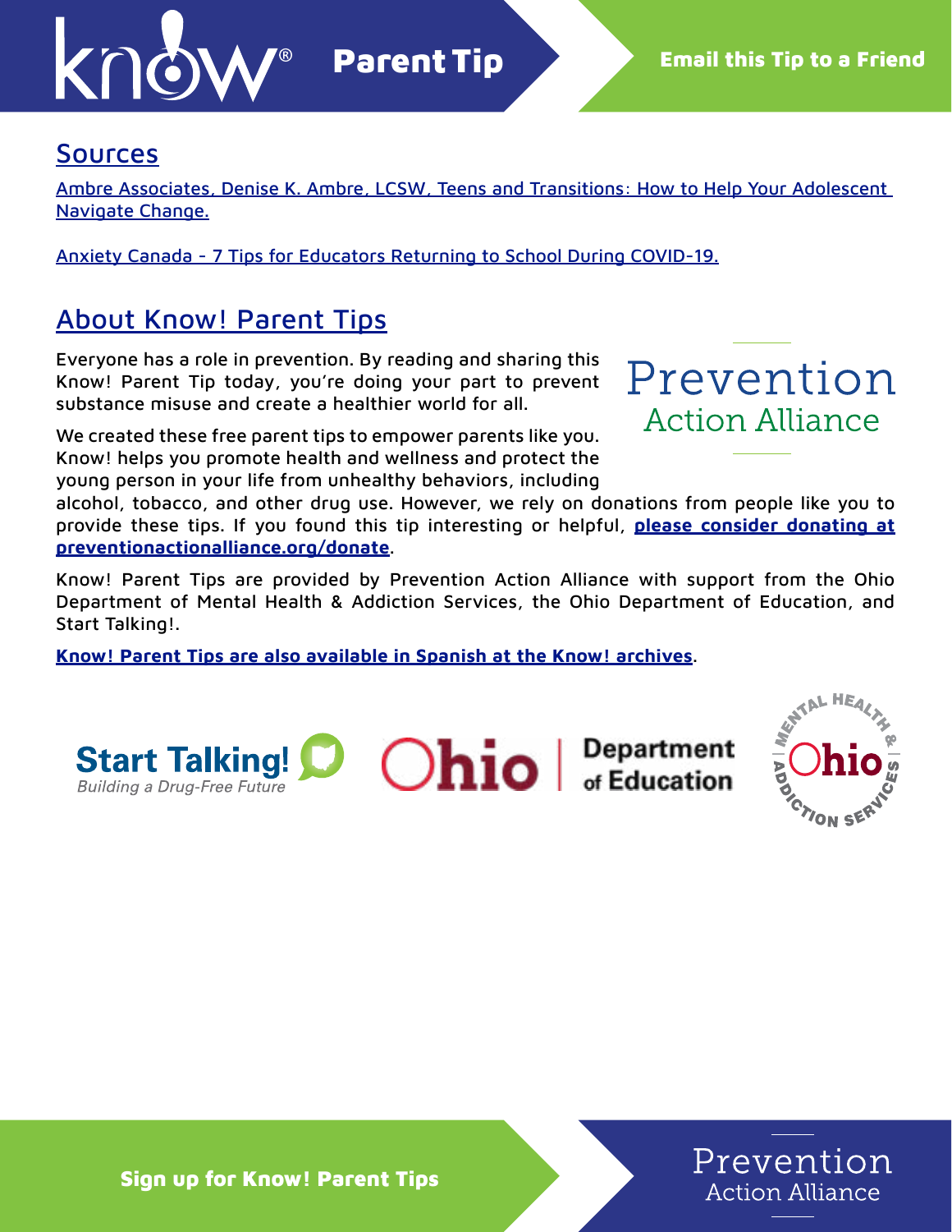## Sources

Ambre Associates, Denise K. Ambre, LCSW, Teens and Transitions: How to Help Your Adolescent Navigate Change.

Anxiety Canada - 7 Tips for Educators Returning to School During COVID-19.

## About Know! Parent Tips

Everyone has a role in prevention. By reading and sharing this Know! Parent Tip today, you're doing your part to prevent substance misuse and create a healthier world for all.

We created these free parent tips to empower parents like you. Know! helps you promote health and wellness and protect the young person in your life from unhealthy behaviors, including alcohol, tobacco, and other drug use. However, we rely on donations from people like you to provide these tips. If you found this tip interesting or helpful, **please consider donating at preventionactionalliance.org/donate**.

Know! Parent Tips are provided by Prevention Action Alliance with support from the Ohio Department of Mental Health & Addiction Services, the Ohio Department of Education, and Start Talking!.

**Know! Parent Tips are also available in Spanish at the Know! archives**.